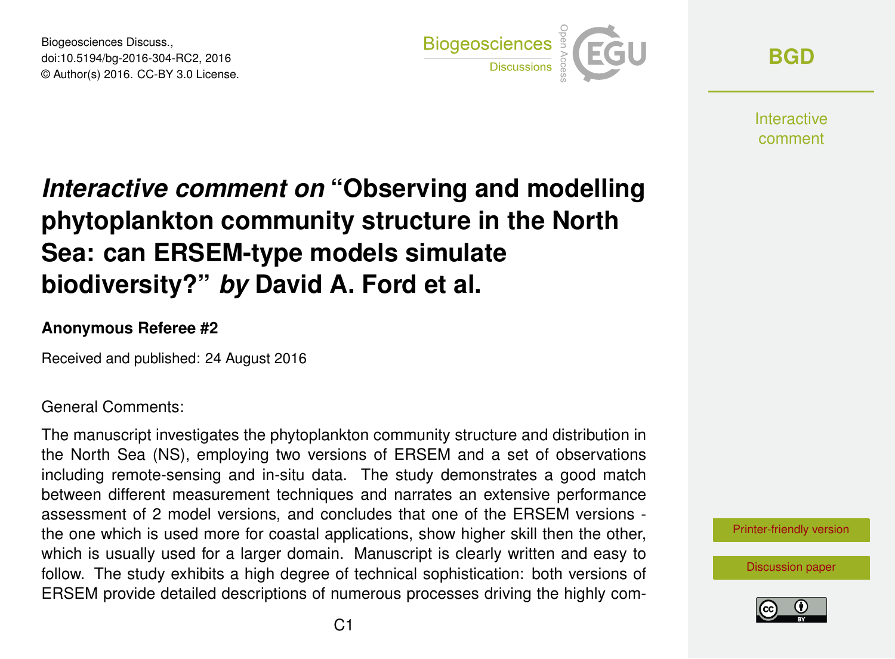# *Interactive comment on* "Observing and modelling phytoplankton community structure in the North Sea: can ERSEM-type models simulate biodiversity?" *by* David A. Ford et al.

**Anonymous Referee #2**

Received and published: 24 August 2016

General Comments:

The manuscript investigates the phytoplankton community structure and distribution in the North Sea (NS), employing two versions of ERSEM and a set of observations including remote-sensing and in-situ data. The study demonstrates a good match between different measurement techniques and narrates an extensive performance assessment of 2 model versions, and concludes that one of the ERSEM versions - the one which is used more for coastal applications, show higher skill then the other, which is usually used for a larger domain. Manuscript is clearly written and easy to follow. The study exhibits a high degree of technical sophistication: both versions of ERSEM provide detailed descriptions of numerous processes driving the highly com-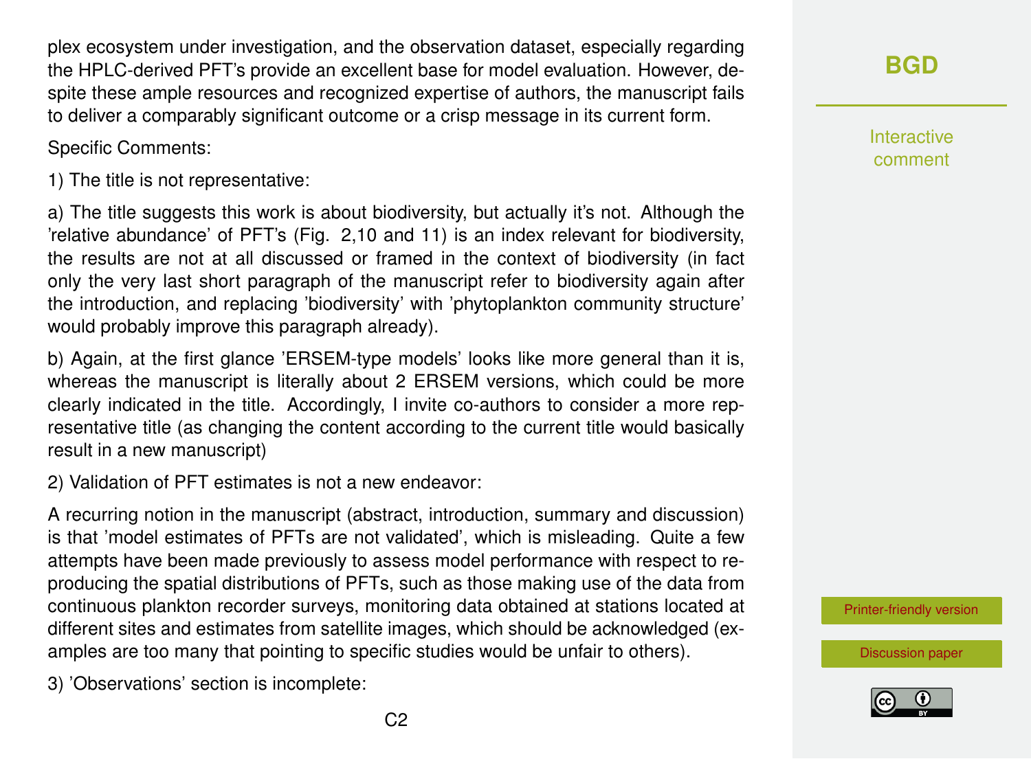plex ecosystem under investigation, and the observation dataset, especially regarding the HPLC-derived PFT's provide an excellent base for model evaluation. However, despite these ample resources and recognized expertise of authors, the manuscript fails to deliver a comparably significant outcome or a crisp message in its current form.

Specific Comments:

1) The title is not representative:

a) The title suggests this work is about biodiversity, but actually it's not. Although the 'relative abundance' of PFT's (Fig. 2,10 and 11) is an index relevant for biodiversity, the results are not at all discussed or framed in the context of biodiversity (in fact only the very last short paragraph of the manuscript refer to biodiversity again after the introduction, and replacing 'biodiversity' with 'phytoplankton community structure' would probably improve this paragraph already).

b) Again, at the first glance 'ERSEM-type models' looks like more general than it is, whereas the manuscript is literally about 2 ERSEM versions, which could be more clearly indicated in the title. Accordingly, I invite co-authors to consider a more representative title (as changing the content according to the current title would basically result in a new manuscript)

2) Validation of PFT estimates is not a new endeavor:

A recurring notion in the manuscript (abstract, introduction, summary and discussion) is that 'model estimates of PFTs are not validated', which is misleading. Quite a few attempts have been made previously to assess model performance with respect to reproducing the spatial distributions of PFTs, such as those making use of the data from continuous plankton recorder surveys, monitoring data obtained at stations located at different sites and estimates from satellite images, which should be acknowledged (examples are too many that pointing to specific studies would be unfair to others).

3) 'Observations' section is incomplete: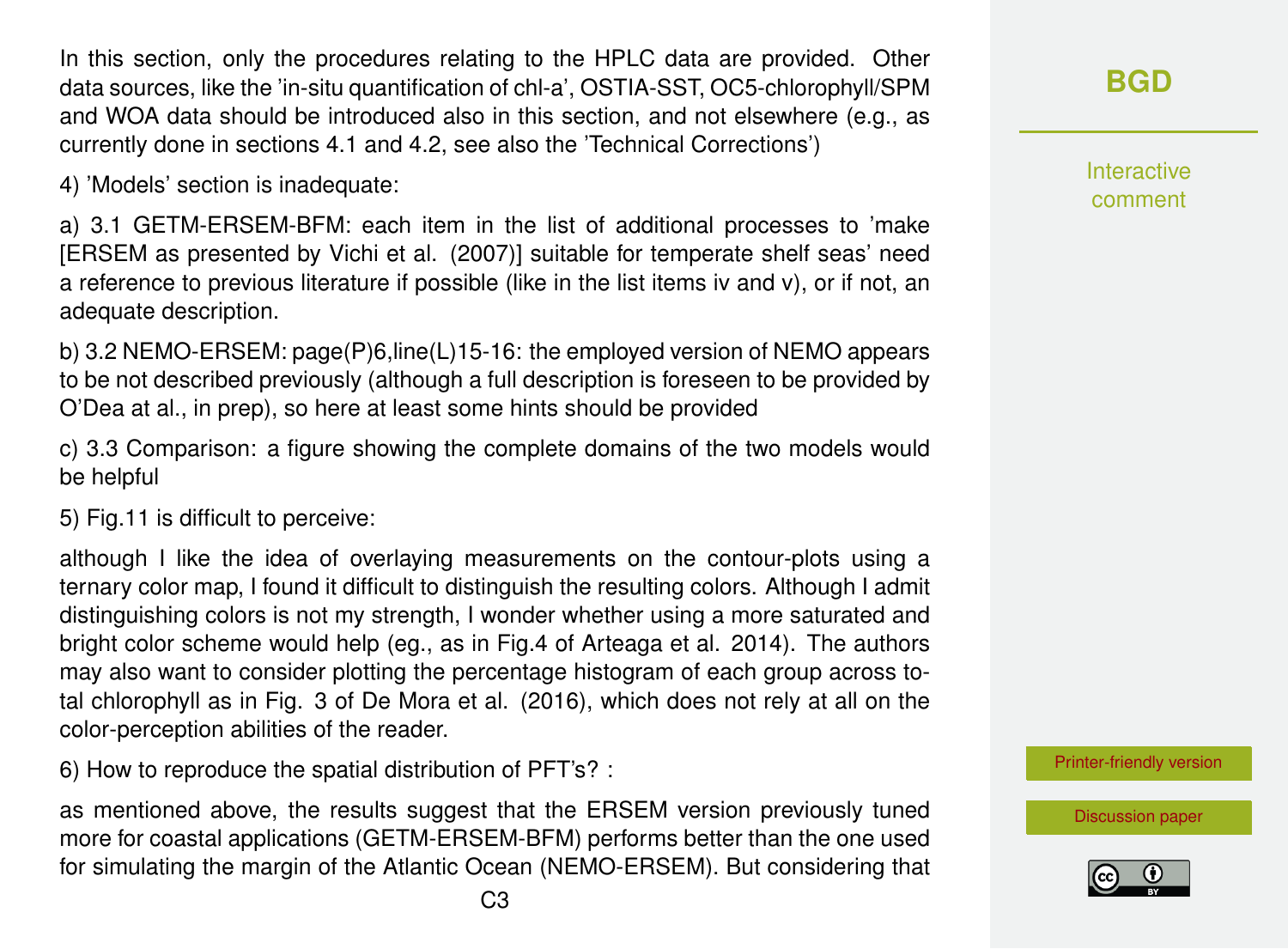In this section, only the procedures relating to the HPLC data are provided. Other data sources, like the 'in-situ quantification of chl-a', OSTIA-SST, OC5-chlorophyll/SPM and WOA data should be introduced also in this section, and not elsewhere (e.g., as currently done in sections 4.1 and 4.2, see also the 'Technical Corrections')

4) 'Models' section is inadequate:

a) 3.1 GETM-ERSEM-BFM: each item in the list of additional processes to 'make [ERSEM as presented by Vichi et al. (2007)] suitable for temperate shelf seas' need a reference to previous literature if possible (like in the list items iv and v), or if not, an adequate description.

b) 3.2 NEMO-ERSEM: page(P)6,line(L)15-16: the employed version of NEMO appears to be not described previously (although a full description is foreseen to be provided by O'Dea at al., in prep), so here at least some hints should be provided

c) 3.3 Comparison: a figure showing the complete domains of the two models would be helpful

5) Fig.11 is difficult to perceive:

although I like the idea of overlaying measurements on the contour-plots using a ternary color map, I found it difficult to distinguish the resulting colors. Although I admit distinguishing colors is not my strength, I wonder whether using a more saturated and bright color scheme would help (eg., as in Fig.4 of Arteaga et al. 2014). The authors may also want to consider plotting the percentage histogram of each group across total chlorophyll as in Fig. 3 of De Mora et al. (2016), which does not rely at all on the color-perception abilities of the reader.

6) How to reproduce the spatial distribution of PFT's? :

as mentioned above, the results suggest that the ERSEM version previously tuned more for coastal applications (GETM-ERSEM-BFM) performs better than the one used for simulating the margin of the Atlantic Ocean (NEMO-ERSEM). But considering that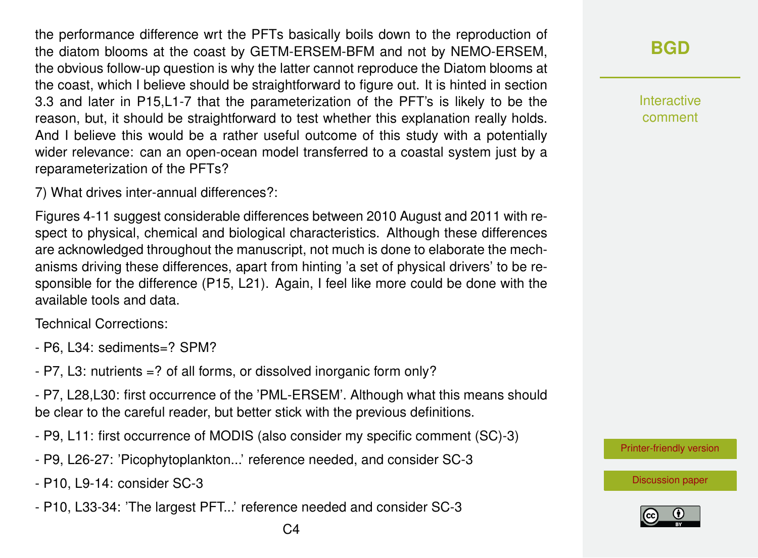the performance difference wrt the PFTs basically boils down to the reproduction of the diatom blooms at the coast by GETM-ERSEM-BFM and not by NEMO-ERSEM, the obvious follow-up question is why the latter cannot reproduce the Diatom blooms at the coast, which I believe should be straightforward to figure out. It is hinted in section 3.3 and later in P15,L1-7 that the parameterization of the PFT's is likely to be the reason, but, it should be straightforward to test whether this explanation really holds. And I believe this would be a rather useful outcome of this study with a potentially wider relevance: can an open-ocean model transferred to a coastal system just by a reparameterization of the PFTs?

7) What drives inter-annual differences?:

Figures 4-11 suggest considerable differences between 2010 August and 2011 with respect to physical, chemical and biological characteristics. Although these differences are acknowledged throughout the manuscript, not much is done to elaborate the mechanisms driving these differences, apart from hinting 'a set of physical drivers' to be responsible for the difference (P15, L21). Again, I feel like more could be done with the available tools and data.

Technical Corrections:

- P6, L34: sediments=? SPM?
- P7, L3: nutrients =? of all forms, or dissolved inorganic form only?
- P7, L28,L30: first occurrence of the 'PML-ERSEM'. Although what this means should be clear to the careful reader, but better stick with the previous definitions.
- P9, L11: first occurrence of MODIS (also consider my specific comment (SC)-3)
- P9, L26-27: 'Picophytoplankton...' reference needed, and consider SC-3
- P10, L9-14: consider SC-3
- P10, L33-34: 'The largest PFT...' reference needed and consider SC-3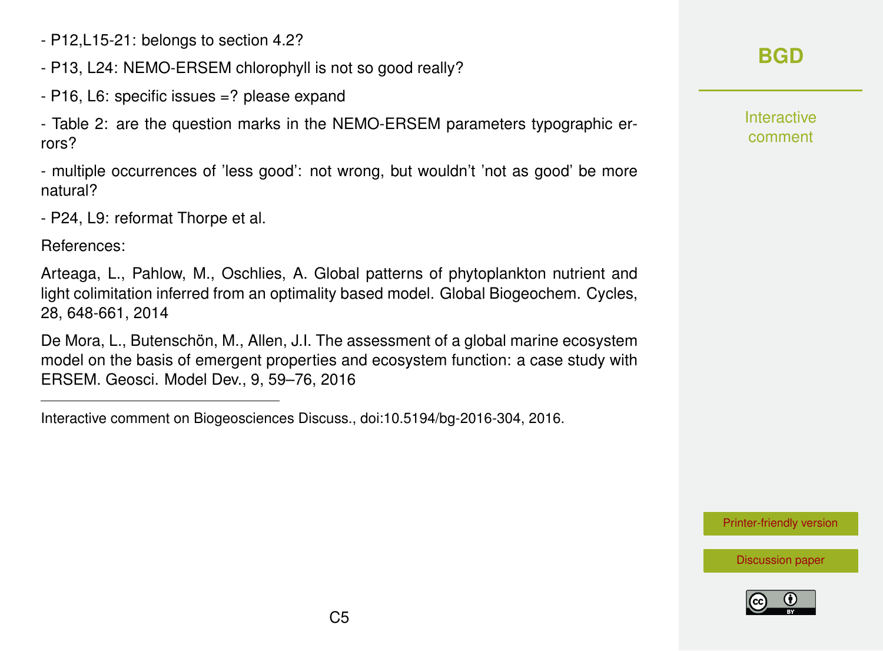- P12,L15-21: belongs to section 4.2?

- P13, L24: NEMO-ERSEM chlorophyll is not so good really?

- P16, L6: specific issues =? please expand

- Table 2: are the question marks in the NEMO-ERSEM parameters typographic errors?

- multiple occurrences of 'less good': not wrong, but wouldn't 'not as good' be more natural?

- P24, L9: reformat Thorpe et al.

References:

Arteaga, L., Pahlow, M., Oschlies, A. Global patterns of phytoplankton nutrient and light colimitation inferred from an optimality based model. Global Biogeochem. Cycles, 28, 648-661, 2014

De Mora, L., Butenschön, M., Allen, J.I. The assessment of a global marine ecosystem model on the basis of emergent properties and ecosystem function: a case study with ERSEM. Geosci. Model Dev., 9, 59–76, 2016

---

Interactive comment on Biogeosciences Discuss., doi:10.5194/bg-2016-304, 2016.